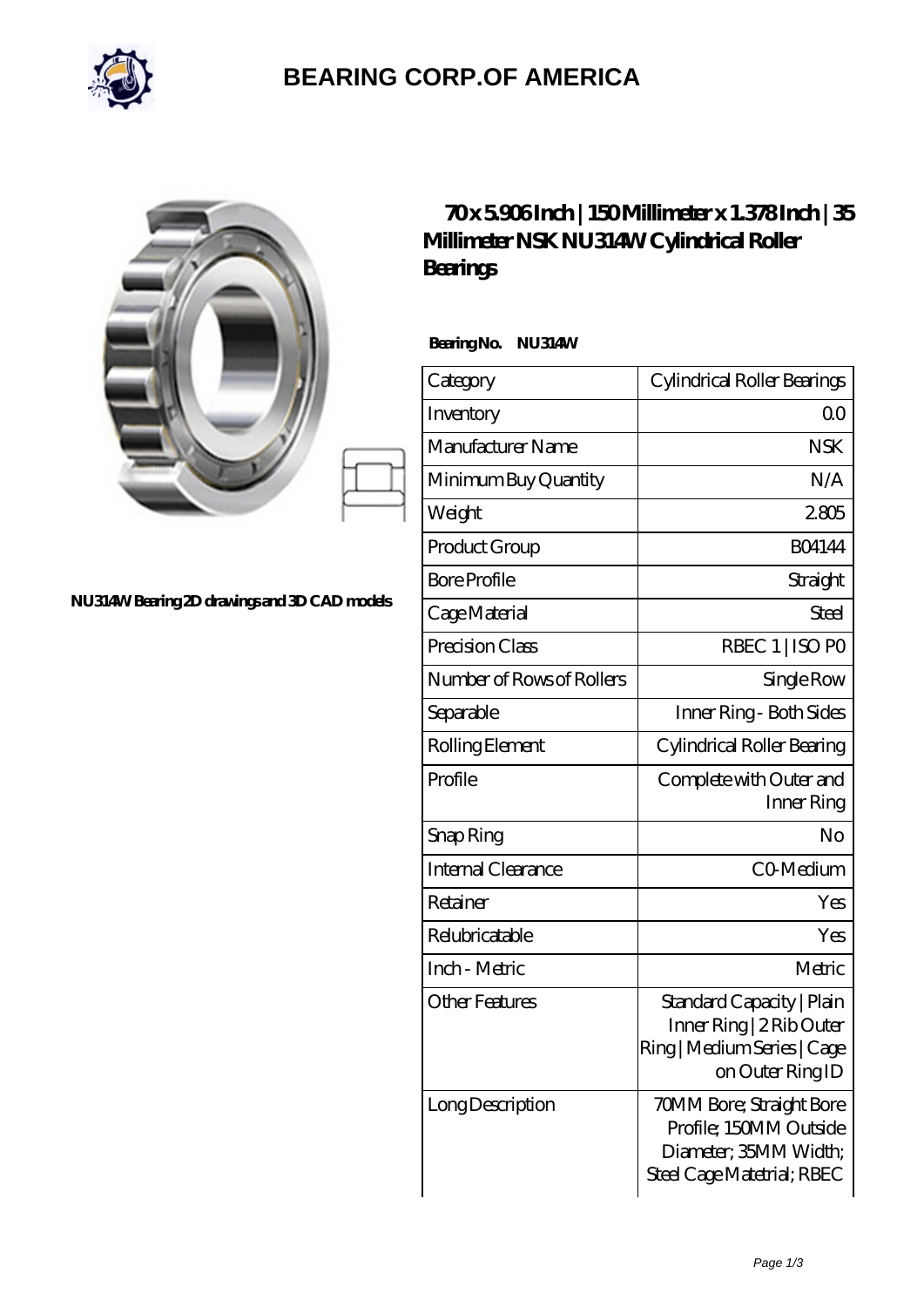# BEARING CORP.OF AMERICA

NU314W Bearing 2D drawings and 3D CAD models

## 70 x 5.906 Inch | 150 Millimeter x 1.378 Inch | 35 Millimeter NSK NU314W Cylindrical Roller Bearings

**Bearing No. NU314W**

| Category | Cylindrical Roller Bearings |
| --- | --- |
| Inventory | 0.0 |
| Manufacturer Name | NSK |
| Minimum Buy Quantity | N/A |
| Weight | 2.805 |
| Product Group | B04144 |
| Bore Profile | Straight |
| Cage Material | Steel |
| Precision Class | RBEC 1 \| ISO P0 |
| Number of Rows of Rollers | Single Row |
| Separable | Inner Ring - Both Sides |
| Rolling Element | Cylindrical Roller Bearing |
| Profile | Complete with Outer and Inner Ring |
| Snap Ring | No |
| Internal Clearance | C0-Medium |
| Retainer | Yes |
| Relubricatable | Yes |
| Inch - Metric | Metric |
| Other Features | Standard Capacity \| Plain Inner Ring \| 2 Rib Outer Ring \| Medium Series \| Cage on Outer Ring ID |
| Long Description | 70MM Bore; Straight Bore Profile; 150MM Outside Diameter; 35MM Width; Steel Cage Matetrial; RBEC |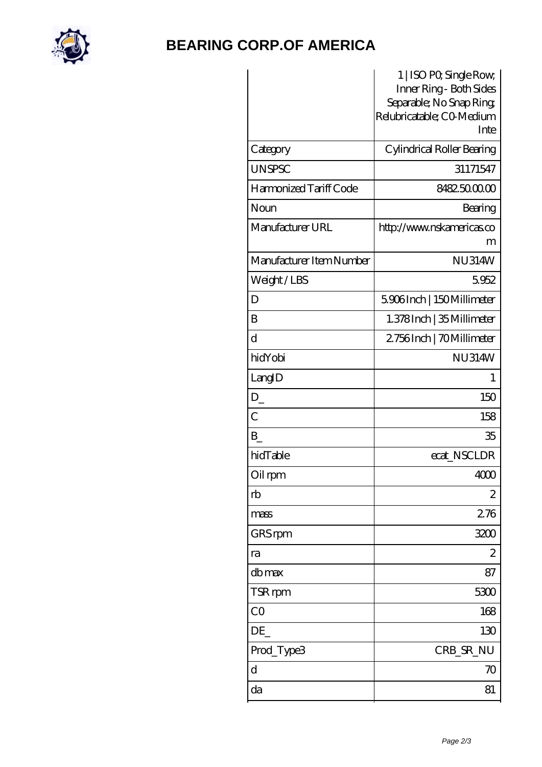# BEARING CORP.OF AMERICA

| | |
|---|---|
| | 1 \| ISO P0; Single Row; Inner Ring - Both Sides Separable; No Snap Ring; Relubricatable; C0-Medium Inte |
| Category | Cylindrical Roller Bearing |
| UNSPSC | 31171547 |
| Harmonized Tariff Code | 8482.50.00.00 |
| Noun | Bearing |
| Manufacturer URL | http://www.nskamericas.com |
| Manufacturer Item Number | NU314W |
| Weight / LBS | 5.952 |
| D | 5.906 Inch \| 150 Millimeter |
| B | 1.378 Inch \| 35 Millimeter |
| d | 2.756 Inch \| 70 Millimeter |
| hidYobi | NU314W |
| LangID | 1 |
| D_ | 150 |
| C | 158 |
| B_ | 35 |
| hidTable | ecat_NSCLDR |
| Oil rpm | 4000 |
| rb | 2 |
| mass | 2.76 |
| GRS rpm | 3200 |
| ra | 2 |
| db max | 87 |
| TSR rpm | 5300 |
| C0 | 168 |
| DE_ | 130 |
| Prod_Type3 | CRB_SR_NU |
| d | 70 |
| da | 81 |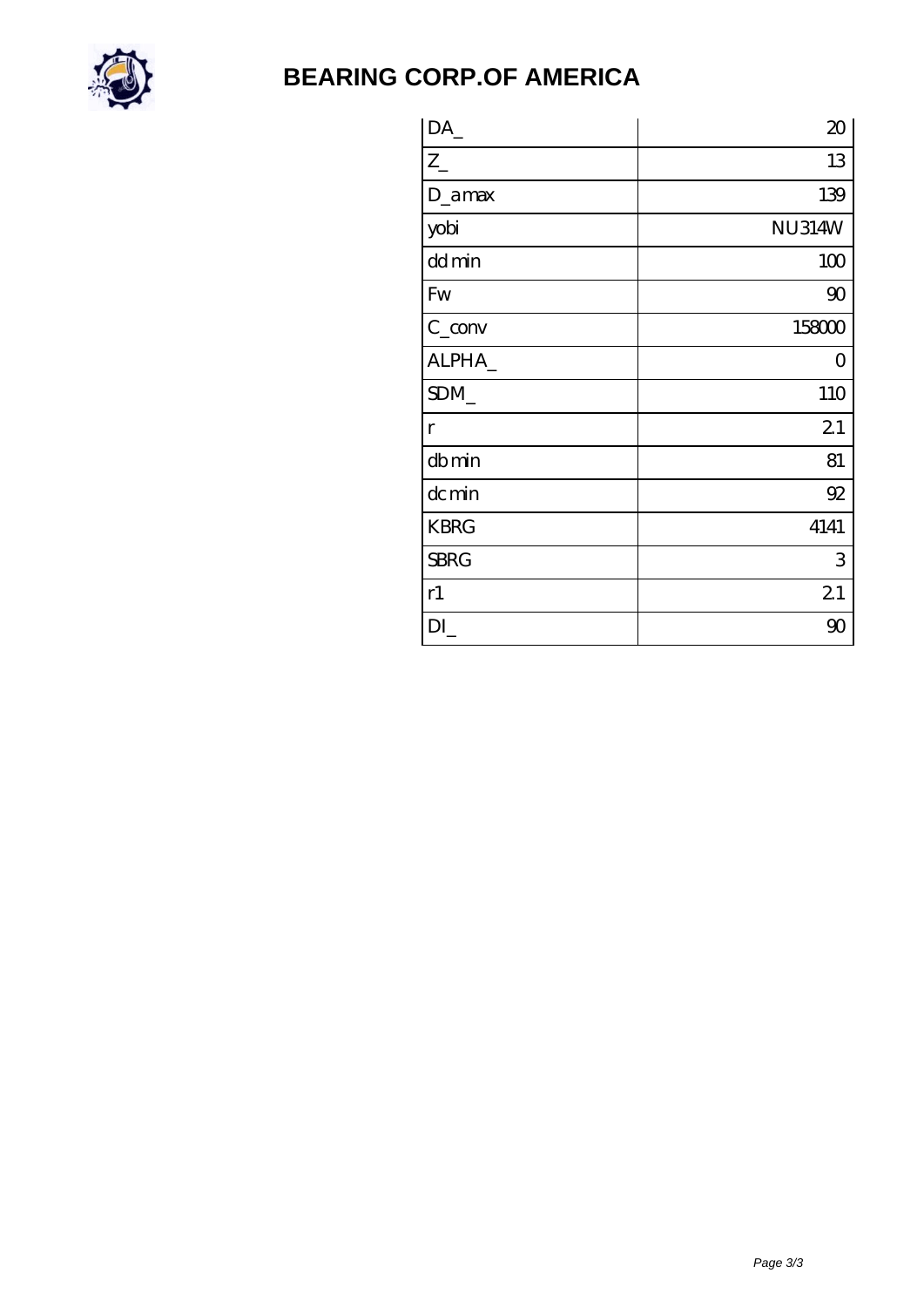| | |
|---|---|
| DA_ | 20 |
| Z_ | 13 |
| D_a max | 139 |
| yobi | NU314W |
| dd min | 100 |
| Fw | 90 |
| C_conv | 158000 |
| ALPHA_ | 0 |
| SDM_ | 110 |
| r | 2.1 |
| db min | 81 |
| dc min | 92 |
| KBRG | 4141 |
| SBRG | 3 |
| r1 | 2.1 |
| DI_ | 90 |